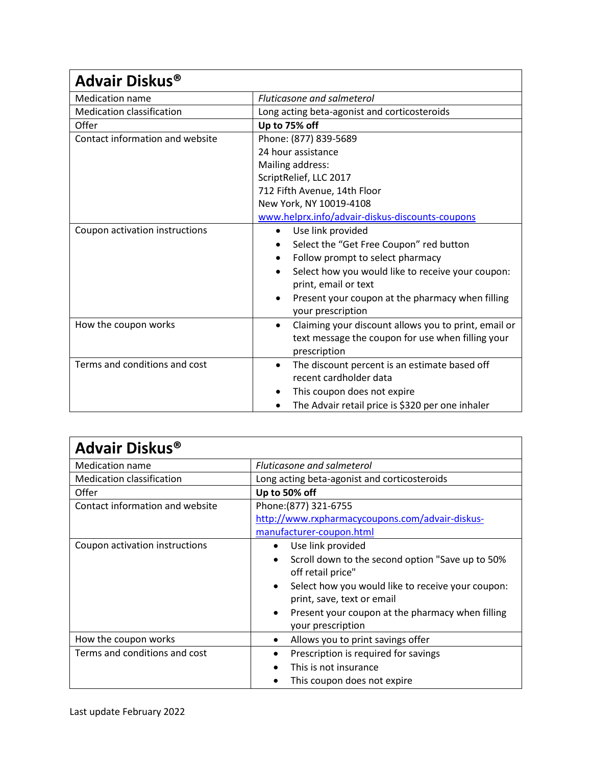| Advair Diskus® | |
|---|---|
| Medication name | *Fluticasone and salmeterol* |
| Medication classification | Long acting beta-agonist and corticosteroids |
| Offer | **Up to 75% off** |
| Contact information and website | Phone: (877) 839-5689<br>24 hour assistance<br>Mailing address:<br>ScriptRelief, LLC 2017<br>712 Fifth Avenue, 14th Floor<br>New York, NY 10019-4108<br>[www.helprx.info/advair-diskus-discounts-coupons](www.helprx.info/advair-diskus-discounts-coupons) |
| Coupon activation instructions | • Use link provided<br>• Select the "Get Free Coupon" red button<br>• Follow prompt to select pharmacy<br>• Select how you would like to receive your coupon: print, email or text<br>• Present your coupon at the pharmacy when filling your prescription |
| How the coupon works | • Claiming your discount allows you to print, email or text message the coupon for use when filling your prescription |
| Terms and conditions and cost | • The discount percent is an estimate based off recent cardholder data<br>• This coupon does not expire<br>• The Advair retail price is $320 per one inhaler |

| Advair Diskus® | |
|---|---|
| Medication name | *Fluticasone and salmeterol* |
| Medication classification | Long acting beta-agonist and corticosteroids |
| Offer | **Up to 50% off** |
| Contact information and website | Phone:(877) 321-6755<br>[http://www.rxpharmacycoupons.com/advair-diskus-manufacturer-coupon.html](http://www.rxpharmacycoupons.com/advair-diskus-manufacturer-coupon.html) |
| Coupon activation instructions | • Use link provided<br>• Scroll down to the second option "Save up to 50% off retail price"<br>• Select how you would like to receive your coupon: print, save, text or email<br>• Present your coupon at the pharmacy when filling your prescription |
| How the coupon works | • Allows you to print savings offer |
| Terms and conditions and cost | • Prescription is required for savings<br>• This is not insurance<br>• This coupon does not expire |

Last update February 2022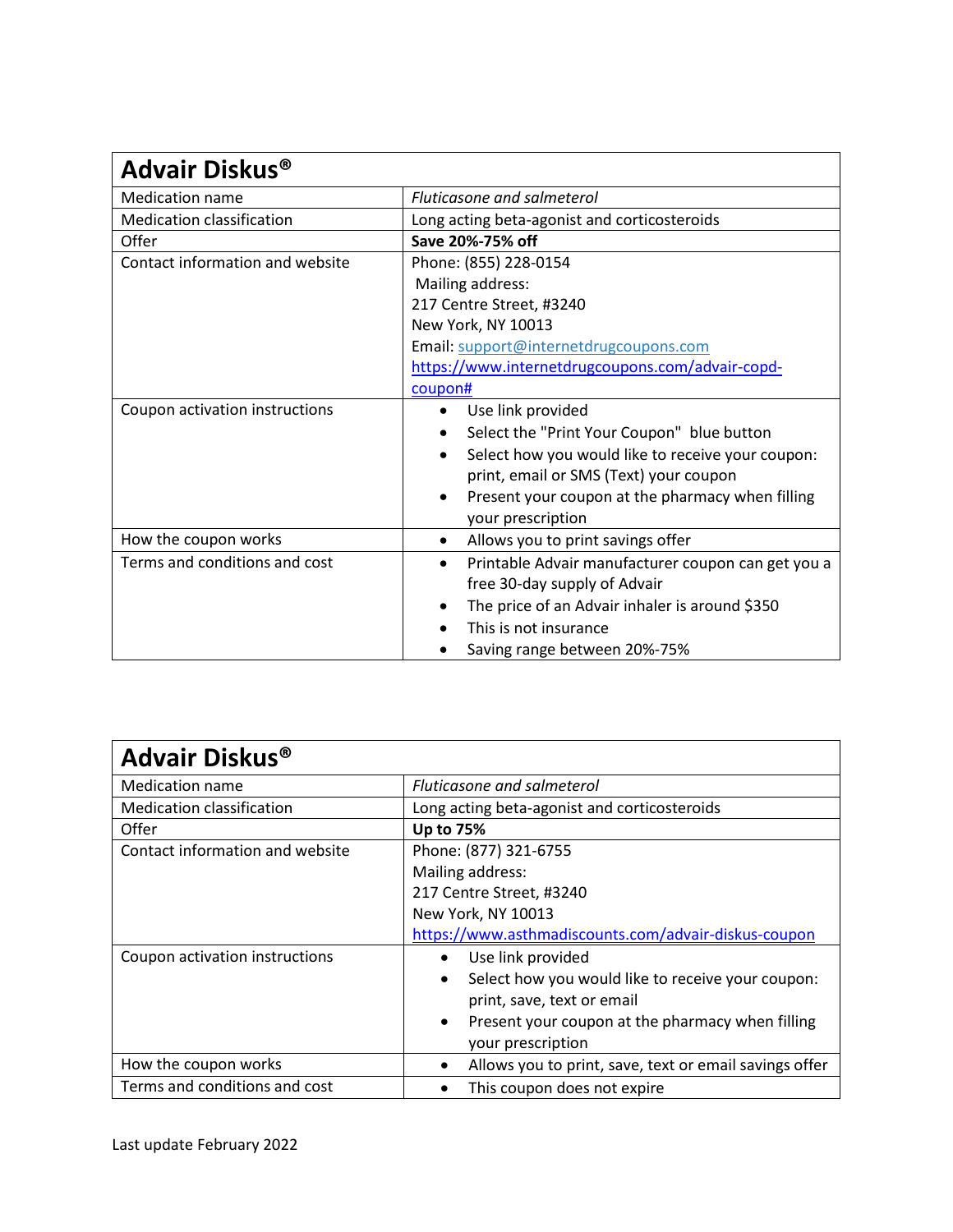| Advair Diskus® | |
|---|---|
| Medication name | *Fluticasone and salmeterol* |
| Medication classification | Long acting beta-agonist and corticosteroids |
| Offer | **Save 20%-75% off** |
| Contact information and website | Phone: (855) 228-0154<br>Mailing address:<br>217 Centre Street, #3240<br>New York, NY 10013<br>Email: support@internetdrugcoupons.com<br>https://www.internetdrugcoupons.com/advair-copd-coupon# |
| Coupon activation instructions | • Use link provided<br>• Select the "Print Your Coupon" blue button<br>• Select how you would like to receive your coupon: print, email or SMS (Text) your coupon<br>• Present your coupon at the pharmacy when filling your prescription |
| How the coupon works | • Allows you to print savings offer |
| Terms and conditions and cost | • Printable Advair manufacturer coupon can get you a free 30-day supply of Advair<br>• The price of an Advair inhaler is around $350<br>• This is not insurance<br>• Saving range between 20%-75% |

| Advair Diskus® | |
|---|---|
| Medication name | *Fluticasone and salmeterol* |
| Medication classification | Long acting beta-agonist and corticosteroids |
| Offer | **Up to 75%** |
| Contact information and website | Phone: (877) 321-6755<br>Mailing address:<br>217 Centre Street, #3240<br>New York, NY 10013<br>https://www.asthmadiscounts.com/advair-diskus-coupon |
| Coupon activation instructions | • Use link provided<br>• Select how you would like to receive your coupon: print, save, text or email<br>• Present your coupon at the pharmacy when filling your prescription |
| How the coupon works | • Allows you to print, save, text or email savings offer |
| Terms and conditions and cost | • This coupon does not expire |

Last update February 2022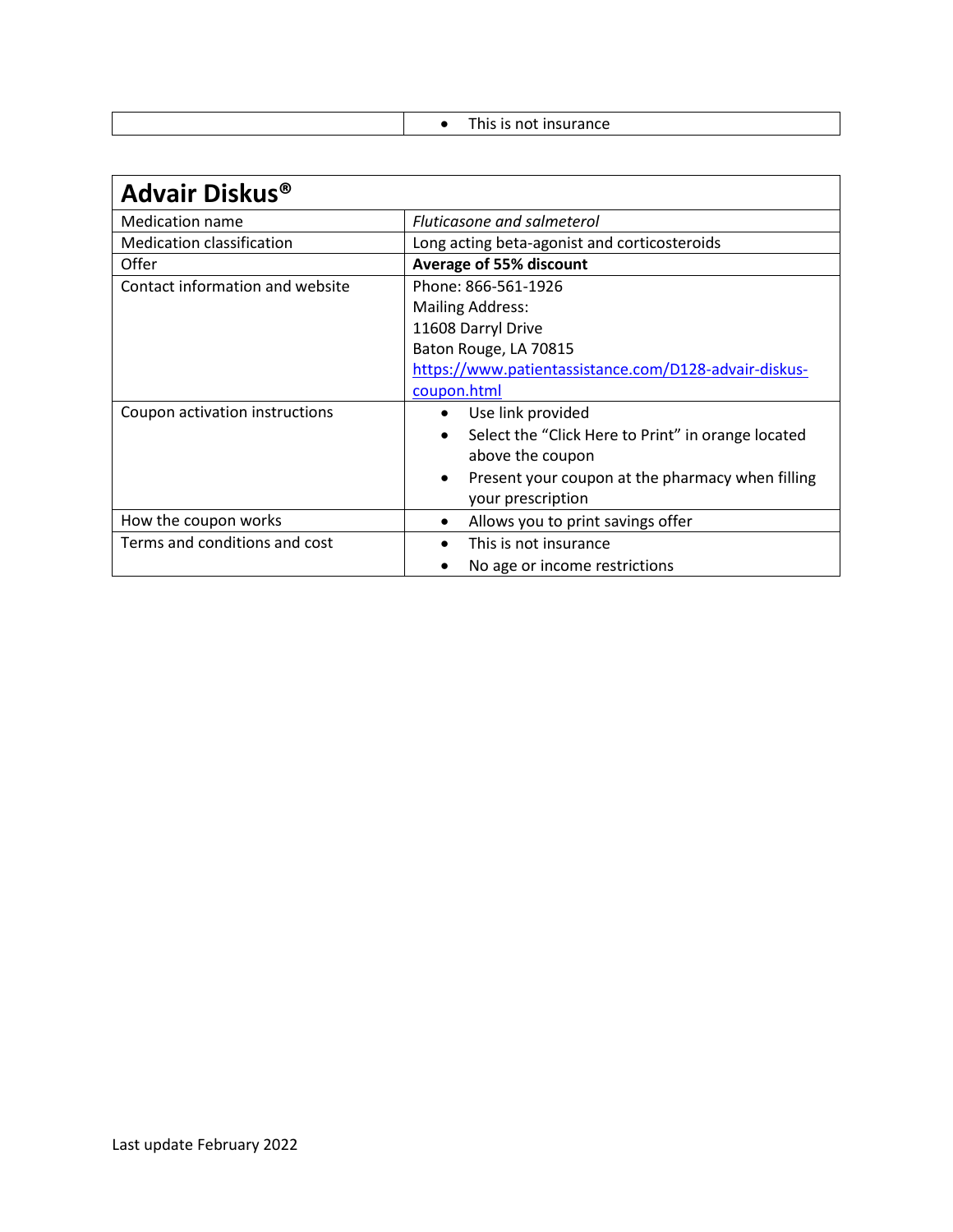| | |
|---|---|
| | • This is not insurance |

| Advair Diskus® | |
|---|---|
| Medication name | *Fluticasone and salmeterol* |
| Medication classification | Long acting beta-agonist and corticosteroids |
| Offer | **Average of 55% discount** |
| Contact information and website | Phone: 866-561-1926<br>Mailing Address:<br>11608 Darryl Drive<br>Baton Rouge, LA 70815<br>[https://www.patientassistance.com/D128-advair-diskus-coupon.html](https://www.patientassistance.com/D128-advair-diskus-coupon.html) |
| Coupon activation instructions | • Use link provided<br>• Select the “Click Here to Print” in orange located above the coupon<br>• Present your coupon at the pharmacy when filling your prescription |
| How the coupon works | • Allows you to print savings offer |
| Terms and conditions and cost | • This is not insurance<br>• No age or income restrictions |

Last update February 2022